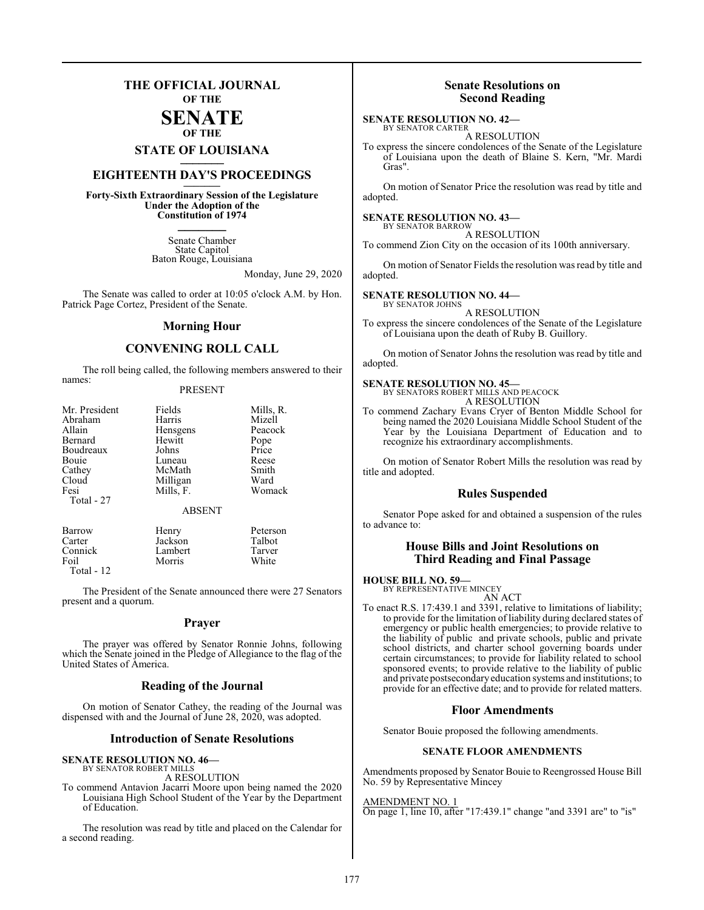# THE OFFICIAL JOURNAL OF THE SENATE OF THE STATE OF LOUISIANA

## EIGHTEENTH DAY'S PROCEEDINGS

**Forty-Sixth Extraordinary Session of the Legislature Under the Adoption of the Constitution of 1974**

Senate Chamber
State Capitol
Baton Rouge, Louisiana

Monday, June 29, 2020

The Senate was called to order at 10:05 o'clock A.M. by Hon. Patrick Page Cortez, President of the Senate.

## Morning Hour

## CONVENING ROLL CALL

The roll being called, the following members answered to their names:

PRESENT

| | | |
|---|---|---|
| Mr. President | Fields | Mills, R. |
| Abraham | Harris | Mizell |
| Allain | Hensgens | Peacock |
| Bernard | Hewitt | Pope |
| Boudreaux | Johns | Price |
| Bouie | Luneau | Reese |
| Cathey | McMath | Smith |
| Cloud | Milligan | Ward |
| Fesi | Mills, F. | Womack |

Total - 27

ABSENT

| | | |
|---|---|---|
| Barrow | Henry | Peterson |
| Carter | Jackson | Talbot |
| Connick | Lambert | Tarver |
| Foil | Morris | White |

Total - 12

The President of the Senate announced there were 27 Senators present and a quorum.

## Prayer

The prayer was offered by Senator Ronnie Johns, following which the Senate joined in the Pledge of Allegiance to the flag of the United States of America.

## Reading of the Journal

On motion of Senator Cathey, the reading of the Journal was dispensed with and the Journal of June 28, 2020, was adopted.

## Introduction of Senate Resolutions

**SENATE RESOLUTION NO. 46—**
BY SENATOR ROBERT MILLS
A RESOLUTION
To commend Antavion Jacarri Moore upon being named the 2020 Louisiana High School Student of the Year by the Department of Education.

The resolution was read by title and placed on the Calendar for a second reading.

## Senate Resolutions on Second Reading

**SENATE RESOLUTION NO. 42—**
BY SENATOR CARTER
A RESOLUTION
To express the sincere condolences of the Senate of the Legislature of Louisiana upon the death of Blaine S. Kern, "Mr. Mardi Gras".

On motion of Senator Price the resolution was read by title and adopted.

**SENATE RESOLUTION NO. 43—**
BY SENATOR BARROW
A RESOLUTION
To commend Zion City on the occasion of its 100th anniversary.

On motion of Senator Fields the resolution was read by title and adopted.

**SENATE RESOLUTION NO. 44—**
BY SENATOR JOHNS
A RESOLUTION
To express the sincere condolences of the Senate of the Legislature of Louisiana upon the death of Ruby B. Guillory.

On motion of Senator Johns the resolution was read by title and adopted.

**SENATE RESOLUTION NO. 45—**
BY SENATORS ROBERT MILLS AND PEACOCK
A RESOLUTION
To commend Zachary Evans Cryer of Benton Middle School for being named the 2020 Louisiana Middle School Student of the Year by the Louisiana Department of Education and to recognize his extraordinary accomplishments.

On motion of Senator Robert Mills the resolution was read by title and adopted.

## Rules Suspended

Senator Pope asked for and obtained a suspension of the rules to advance to:

## House Bills and Joint Resolutions on Third Reading and Final Passage

**HOUSE BILL NO. 59—**
BY REPRESENTATIVE MINCEY
AN ACT
To enact R.S. 17:439.1 and 3391, relative to limitations of liability; to provide for the limitation of liability during declared states of emergency or public health emergencies; to provide relative to the liability of public and private schools, public and private school districts, and charter school governing boards under certain circumstances; to provide for liability related to school sponsored events; to provide relative to the liability of public and private postsecondary education systems and institutions; to provide for an effective date; and to provide for related matters.

## Floor Amendments

Senator Bouie proposed the following amendments.

**SENATE FLOOR AMENDMENTS**

Amendments proposed by Senator Bouie to Reengrossed House Bill No. 59 by Representative Mincey

AMENDMENT NO. 1
On page 1, line 10, after "17:439.1" change "and 3391 are" to "is"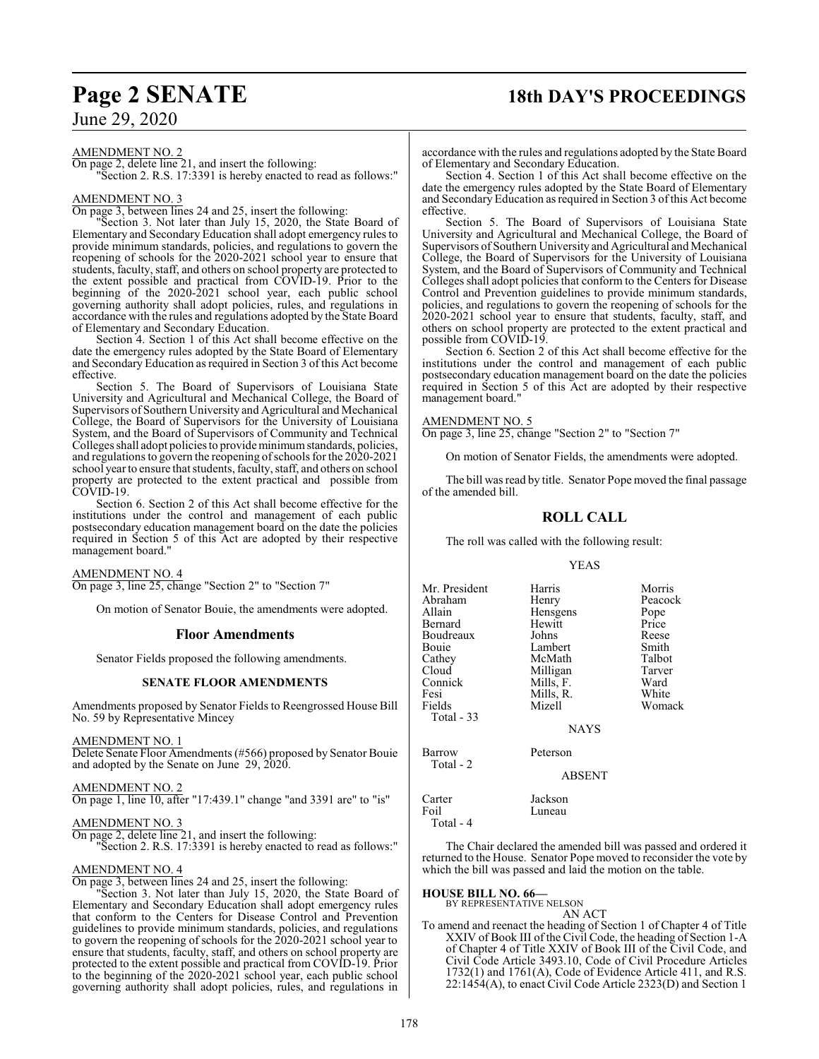AMENDMENT NO. 2

On page 2, delete line 21, and insert the following:

"Section 2. R.S. 17:3391 is hereby enacted to read as follows:"

AMENDMENT NO. 3

On page 3, between lines 24 and 25, insert the following:

"Section 3. Not later than July 15, 2020, the State Board of Elementary and Secondary Education shall adopt emergency rules to provide minimum standards, policies, and regulations to govern the reopening of schools for the 2020-2021 school year to ensure that students, faculty, staff, and others on school property are protected to the extent possible and practical from COVID-19. Prior to the beginning of the 2020-2021 school year, each public school governing authority shall adopt policies, rules, and regulations in accordance with the rules and regulations adopted by the State Board of Elementary and Secondary Education.

Section 4. Section 1 of this Act shall become effective on the date the emergency rules adopted by the State Board of Elementary and Secondary Education as required in Section 3 of this Act become effective.

Section 5. The Board of Supervisors of Louisiana State University and Agricultural and Mechanical College, the Board of Supervisors of Southern University and Agricultural and Mechanical College, the Board of Supervisors for the University of Louisiana System, and the Board of Supervisors of Community and Technical Colleges shall adopt policies to provide minimum standards, policies, and regulations to govern the reopening of schools for the 2020-2021 school year to ensure that students, faculty, staff, and others on school property are protected to the extent practical and possible from COVID-19.

Section 6. Section 2 of this Act shall become effective for the institutions under the control and management of each public postsecondary education management board on the date the policies required in Section 5 of this Act are adopted by their respective management board."

AMENDMENT NO. 4

On page 3, line 25, change "Section 2" to "Section 7"

On motion of Senator Bouie, the amendments were adopted.

## Floor Amendments

Senator Fields proposed the following amendments.

### SENATE FLOOR AMENDMENTS

Amendments proposed by Senator Fields to Reengrossed House Bill No. 59 by Representative Mincey

AMENDMENT NO. 1

Delete Senate Floor Amendments (#566) proposed by Senator Bouie and adopted by the Senate on June 29, 2020.

AMENDMENT NO. 2

On page 1, line 10, after "17:439.1" change "and 3391 are" to "is"

AMENDMENT NO. 3

On page 2, delete line 21, and insert the following:

"Section 2. R.S. 17:3391 is hereby enacted to read as follows:"

AMENDMENT NO. 4

On page 3, between lines 24 and 25, insert the following:

"Section 3. Not later than July 15, 2020, the State Board of Elementary and Secondary Education shall adopt emergency rules that conform to the Centers for Disease Control and Prevention guidelines to provide minimum standards, policies, and regulations to govern the reopening of schools for the 2020-2021 school year to ensure that students, faculty, staff, and others on school property are protected to the extent possible and practical from COVID-19. Prior to the beginning of the 2020-2021 school year, each public school governing authority shall adopt policies, rules, and regulations in accordance with the rules and regulations adopted by the State Board of Elementary and Secondary Education.

Section 4. Section 1 of this Act shall become effective on the date the emergency rules adopted by the State Board of Elementary and Secondary Education as required in Section 3 of this Act become effective.

Section 5. The Board of Supervisors of Louisiana State University and Agricultural and Mechanical College, the Board of Supervisors of Southern University and Agricultural and Mechanical College, the Board of Supervisors for the University of Louisiana System, and the Board of Supervisors of Community and Technical Colleges shall adopt policies that conform to the Centers for Disease Control and Prevention guidelines to provide minimum standards, policies, and regulations to govern the reopening of schools for the 2020-2021 school year to ensure that students, faculty, staff, and others on school property are protected to the extent practical and possible from COVID-19.

Section 6. Section 2 of this Act shall become effective for the institutions under the control and management of each public postsecondary education management board on the date the policies required in Section 5 of this Act are adopted by their respective management board."

AMENDMENT NO. 5

On page 3, line 25, change "Section 2" to "Section 7"

On motion of Senator Fields, the amendments were adopted.

The bill was read by title. Senator Pope moved the final passage of the amended bill.

## ROLL CALL

The roll was called with the following result:

YEAS

| | | |
|---|---|---|
| Mr. President | Harris | Morris |
| Abraham | Henry | Peacock |
| Allain | Hensgens | Pope |
| Bernard | Hewitt | Price |
| Boudreaux | Johns | Reese |
| Bouie | Lambert | Smith |
| Cathey | McMath | Talbot |
| Cloud | Milligan | Tarver |
| Connick | Mills, F. | Ward |
| Fesi | Mills, R. | White |
| Fields | Mizell | Womack |

Total - 33

NAYS

| | |
|---|---|
| Barrow | Peterson |

Total - 2

ABSENT

| | |
|---|---|
| Carter | Jackson |
| Foil | Luneau |

Total - 4

The Chair declared the amended bill was passed and ordered it returned to the House. Senator Pope moved to reconsider the vote by which the bill was passed and laid the motion on the table.

**HOUSE BILL NO. 66—**
BY REPRESENTATIVE NELSON

AN ACT

To amend and reenact the heading of Section 1 of Chapter 4 of Title XXIV of Book III of the Civil Code, the heading of Section 1-A of Chapter 4 of Title XXIV of Book III of the Civil Code, and Civil Code Article 3493.10, Code of Civil Procedure Articles 1732(1) and 1761(A), Code of Evidence Article 411, and R.S. 22:1454(A), to enact Civil Code Article 2323(D) and Section 1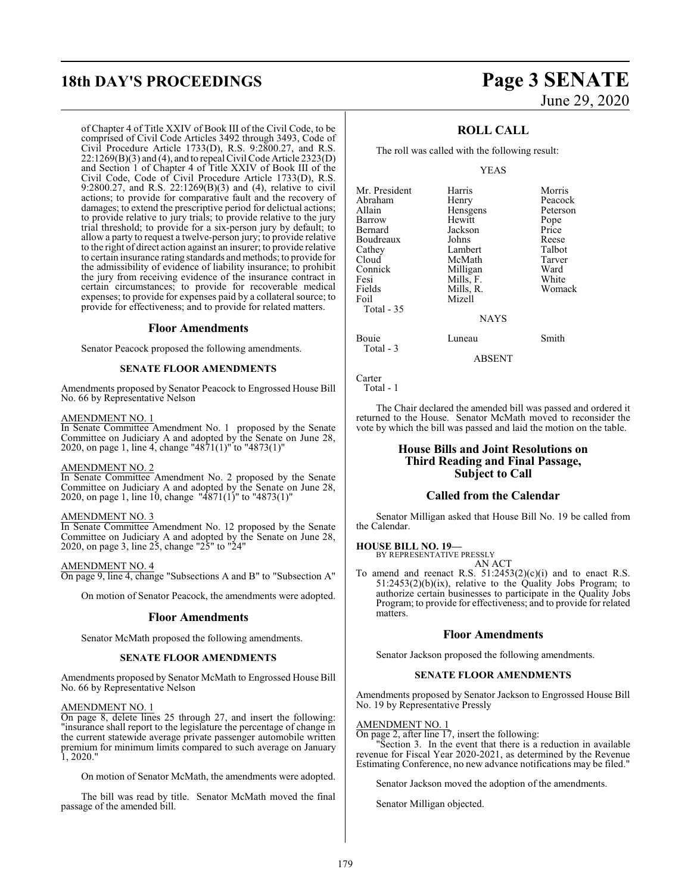of Chapter 4 of Title XXIV of Book III of the Civil Code, to be comprised of Civil Code Articles 3492 through 3493, Code of Civil Procedure Article 1733(D), R.S. 9:2800.27, and R.S. 22:1269(B)(3) and (4), and to repeal Civil Code Article 2323(D) and Section 1 of Chapter 4 of Title XXIV of Book III of the Civil Code, Code of Civil Procedure Article 1733(D), R.S. 9:2800.27, and R.S. 22:1269(B)(3) and (4), relative to civil actions; to provide for comparative fault and the recovery of damages; to extend the prescriptive period for delictual actions; to provide relative to jury trials; to provide relative to the jury trial threshold; to provide for a six-person jury by default; to allow a party to request a twelve-person jury; to provide relative to the right of direct action against an insurer; to provide relative to certain insurance rating standards and methods; to provide for the admissibility of evidence of liability insurance; to prohibit the jury from receiving evidence of the insurance contract in certain circumstances; to provide for recoverable medical expenses; to provide for expenses paid by a collateral source; to provide for effectiveness; and to provide for related matters.

## Floor Amendments

Senator Peacock proposed the following amendments.

### SENATE FLOOR AMENDMENTS

Amendments proposed by Senator Peacock to Engrossed House Bill No. 66 by Representative Nelson

AMENDMENT NO. 1
In Senate Committee Amendment No. 1 proposed by the Senate Committee on Judiciary A and adopted by the Senate on June 28, 2020, on page 1, line 4, change "4871(1)" to "4873(1)"

AMENDMENT NO. 2
In Senate Committee Amendment No. 2 proposed by the Senate Committee on Judiciary A and adopted by the Senate on June 28, 2020, on page 1, line 10, change "4871(1)" to "4873(1)"

AMENDMENT NO. 3
In Senate Committee Amendment No. 12 proposed by the Senate Committee on Judiciary A and adopted by the Senate on June 28, 2020, on page 3, line 25, change "25" to "24"

AMENDMENT NO. 4
On page 9, line 4, change "Subsections A and B" to "Subsection A"

On motion of Senator Peacock, the amendments were adopted.

## Floor Amendments

Senator McMath proposed the following amendments.

### SENATE FLOOR AMENDMENTS

Amendments proposed by Senator McMath to Engrossed House Bill No. 66 by Representative Nelson

AMENDMENT NO. 1
On page 8, delete lines 25 through 27, and insert the following: "insurance shall report to the legislature the percentage of change in the current statewide average private passenger automobile written premium for minimum limits compared to such average on January 1, 2020."

On motion of Senator McMath, the amendments were adopted.

The bill was read by title. Senator McMath moved the final passage of the amended bill.

## ROLL CALL

The roll was called with the following result:

YEAS

| | | |
|---|---|---|
| Mr. President | Harris | Morris |
| Abraham | Henry | Peacock |
| Allain | Hensgens | Peterson |
| Barrow | Hewitt | Pope |
| Bernard | Jackson | Price |
| Boudreaux | Johns | Reese |
| Cathey | Lambert | Talbot |
| Cloud | McMath | Tarver |
| Connick | Milligan | Ward |
| Fesi | Mills, F. | White |
| Fields | Mills, R. | Womack |
| Foil | Mizell | |

Total - 35

NAYS

| | | |
|---|---|---|
| Bouie | Luneau | Smith |

Total - 3

ABSENT

Carter

Total - 1

The Chair declared the amended bill was passed and ordered it returned to the House. Senator McMath moved to reconsider the vote by which the bill was passed and laid the motion on the table.

## House Bills and Joint Resolutions on Third Reading and Final Passage, Subject to Call

## Called from the Calendar

Senator Milligan asked that House Bill No. 19 be called from the Calendar.

**HOUSE BILL NO. 19—**
BY REPRESENTATIVE PRESSLY
AN ACT

To amend and reenact R.S. 51:2453(2)(c)(i) and to enact R.S. 51:2453(2)(b)(ix), relative to the Quality Jobs Program; to authorize certain businesses to participate in the Quality Jobs Program; to provide for effectiveness; and to provide for related matters.

## Floor Amendments

Senator Jackson proposed the following amendments.

### SENATE FLOOR AMENDMENTS

Amendments proposed by Senator Jackson to Engrossed House Bill No. 19 by Representative Pressly

AMENDMENT NO. 1
On page 2, after line 17, insert the following:

"Section 3. In the event that there is a reduction in available revenue for Fiscal Year 2020-2021, as determined by the Revenue Estimating Conference, no new advance notifications may be filed."

Senator Jackson moved the adoption of the amendments.

Senator Milligan objected.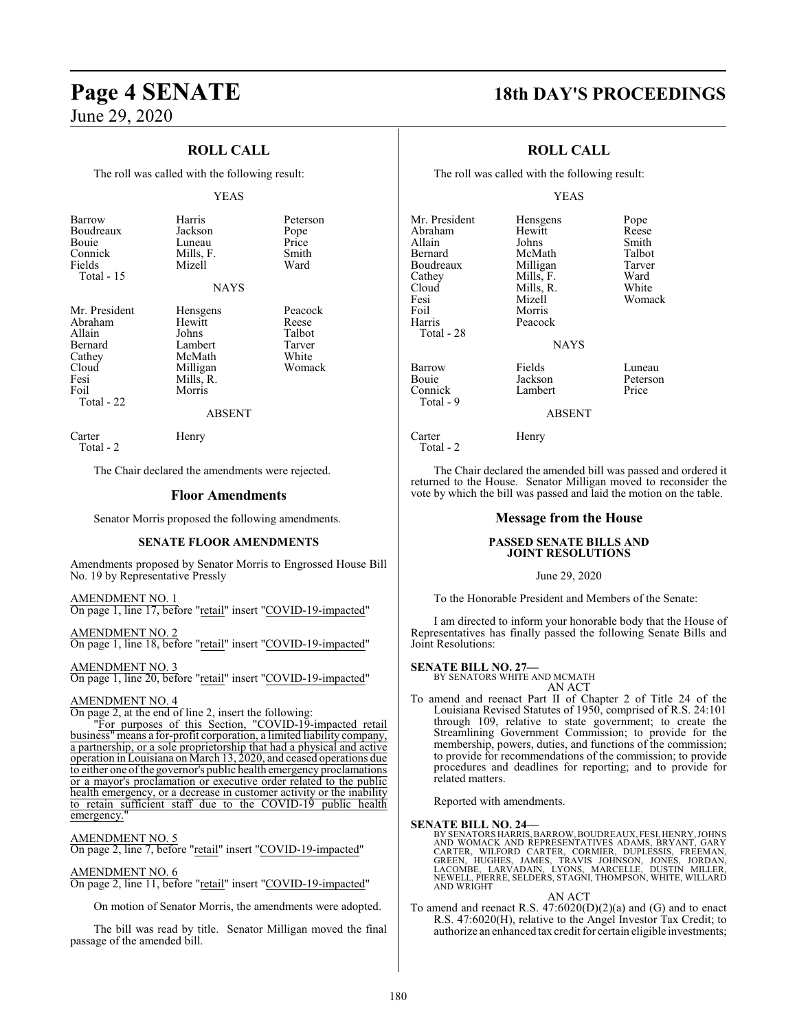## ROLL CALL

The roll was called with the following result:

YEAS

| | | |
|---|---|---|
| Barrow | Harris | Peterson |
| Boudreaux | Jackson | Pope |
| Bouie | Luneau | Price |
| Connick | Mills, F. | Smith |
| Fields | Mizell | Ward |
| Total - 15 | | |

NAYS

| | | |
|---|---|---|
| Mr. President | Hensgens | Peacock |
| Abraham | Hewitt | Reese |
| Allain | Johns | Talbot |
| Bernard | Lambert | Tarver |
| Cathey | McMath | White |
| Cloud | Milligan | Womack |
| Fesi | Mills, R. | |
| Foil | Morris | |
| Total - 22 | | |

ABSENT

| | |
|---|---|
| Carter | Henry |
| Total - 2 | |

The Chair declared the amendments were rejected.

## Floor Amendments

Senator Morris proposed the following amendments.

### SENATE FLOOR AMENDMENTS

Amendments proposed by Senator Morris to Engrossed House Bill No. 19 by Representative Pressly

AMENDMENT NO. 1
On page 1, line 17, before "retail" insert "COVID-19-impacted"

AMENDMENT NO. 2
On page 1, line 18, before "retail" insert "COVID-19-impacted"

AMENDMENT NO. 3
On page 1, line 20, before "retail" insert "COVID-19-impacted"

AMENDMENT NO. 4
On page 2, at the end of line 2, insert the following:

"For purposes of this Section, "COVID-19-impacted retail business" means a for-profit corporation, a limited liability company, a partnership, or a sole proprietorship that had a physical and active operation in Louisiana on March 13, 2020, and ceased operations due to either one of the governor's public health emergency proclamations or a mayor's proclamation or executive order related to the public health emergency, or a decrease in customer activity or the inability to retain sufficient staff due to the COVID-19 public health emergency."

AMENDMENT NO. 5
On page 2, line 7, before "retail" insert "COVID-19-impacted"

AMENDMENT NO. 6
On page 2, line 11, before "retail" insert "COVID-19-impacted"

On motion of Senator Morris, the amendments were adopted.

The bill was read by title. Senator Milligan moved the final passage of the amended bill.

## ROLL CALL

The roll was called with the following result:

YEAS

| | | |
|---|---|---|
| Mr. President | Hensgens | Pope |
| Abraham | Hewitt | Reese |
| Allain | Johns | Smith |
| Bernard | McMath | Talbot |
| Boudreaux | Milligan | Tarver |
| Cathey | Mills, F. | Ward |
| Cloud | Mills, R. | White |
| Fesi | Mizell | Womack |
| Foil | Morris | |
| Harris | Peacock | |
| Total - 28 | | |

NAYS

| | | |
|---|---|---|
| Barrow | Fields | Luneau |
| Bouie | Jackson | Peterson |
| Connick | Lambert | Price |
| Total - 9 | | |

ABSENT

| | |
|---|---|
| Carter | Henry |
| Total - 2 | |

The Chair declared the amended bill was passed and ordered it returned to the House. Senator Milligan moved to reconsider the vote by which the bill was passed and laid the motion on the table.

## Message from the House

### PASSED SENATE BILLS AND JOINT RESOLUTIONS

June 29, 2020

To the Honorable President and Members of the Senate:

I am directed to inform your honorable body that the House of Representatives has finally passed the following Senate Bills and Joint Resolutions:

**SENATE BILL NO. 27—**
BY SENATORS WHITE AND MCMATH
AN ACT

To amend and reenact Part II of Chapter 2 of Title 24 of the Louisiana Revised Statutes of 1950, comprised of R.S. 24:101 through 109, relative to state government; to create the Streamlining Government Commission; to provide for the membership, powers, duties, and functions of the commission; to provide for recommendations of the commission; to provide procedures and deadlines for reporting; and to provide for related matters.

Reported with amendments.

**SENATE BILL NO. 24—**
BY SENATORS HARRIS, BARROW, BOUDREAUX, FESI, HENRY, JOHNS AND WOMACK AND REPRESENTATIVES ADAMS, BRYANT, GARY CARTER, WILFORD CARTER, CORMIER, DUPLESSIS, FREEMAN, GREEN, HUGHES, JAMES, TRAVIS JOHNSON, JONES, JORDAN, LACOMBE, LARVADAIN, LYONS, MARCELLE, DUSTIN MILLER, NEWELL, PIERRE, SELDERS, STAGNI, THOMPSON, WHITE, WILLARD AND WRIGHT
AN ACT

To amend and reenact R.S. 47:6020(D)(2)(a) and (G) and to enact R.S. 47:6020(H), relative to the Angel Investor Tax Credit; to authorize an enhanced tax credit for certain eligible investments;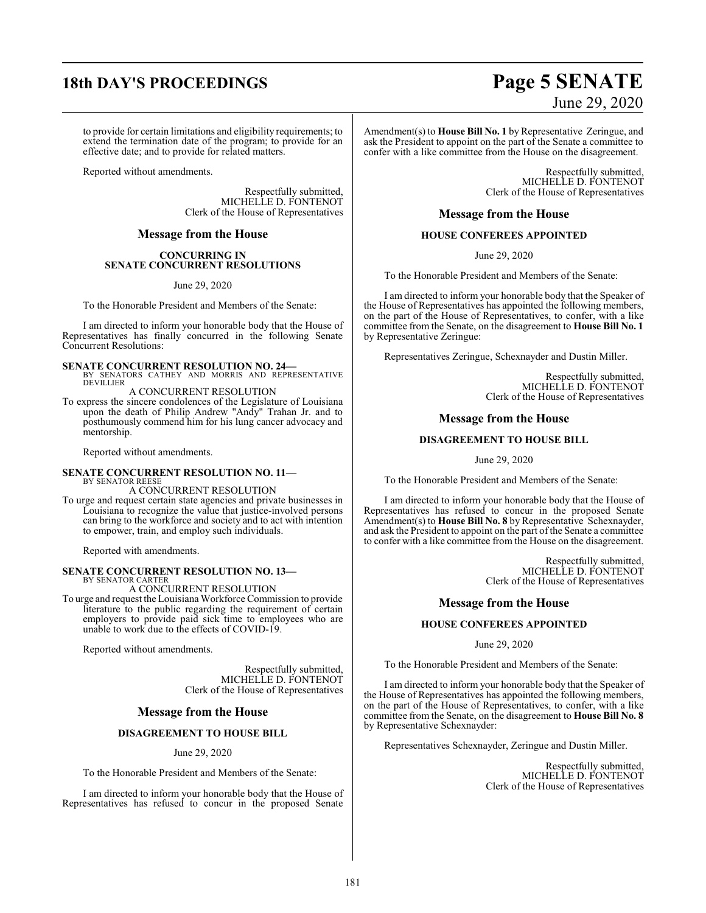to provide for certain limitations and eligibility requirements; to extend the termination date of the program; to provide for an effective date; and to provide for related matters.

Reported without amendments.

Respectfully submitted,
MICHELLE D. FONTENOT
Clerk of the House of Representatives

## Message from the House

### CONCURRING IN SENATE CONCURRENT RESOLUTIONS

June 29, 2020

To the Honorable President and Members of the Senate:

I am directed to inform your honorable body that the House of Representatives has finally concurred in the following Senate Concurrent Resolutions:

**SENATE CONCURRENT RESOLUTION NO. 24—**
BY SENATORS CATHEY AND MORRIS AND REPRESENTATIVE DEVILLIER

A CONCURRENT RESOLUTION

To express the sincere condolences of the Legislature of Louisiana upon the death of Philip Andrew "Andy" Trahan Jr. and to posthumously commend him for his lung cancer advocacy and mentorship.

Reported without amendments.

**SENATE CONCURRENT RESOLUTION NO. 11—**
BY SENATOR REESE

A CONCURRENT RESOLUTION

To urge and request certain state agencies and private businesses in Louisiana to recognize the value that justice-involved persons can bring to the workforce and society and to act with intention to empower, train, and employ such individuals.

Reported with amendments.

**SENATE CONCURRENT RESOLUTION NO. 13—**
BY SENATOR CARTER

A CONCURRENT RESOLUTION

To urge and request the Louisiana Workforce Commission to provide literature to the public regarding the requirement of certain employers to provide paid sick time to employees who are unable to work due to the effects of COVID-19.

Reported without amendments.

Respectfully submitted,
MICHELLE D. FONTENOT
Clerk of the House of Representatives

## Message from the House

### DISAGREEMENT TO HOUSE BILL

June 29, 2020

To the Honorable President and Members of the Senate:

I am directed to inform your honorable body that the House of Representatives has refused to concur in the proposed Senate Amendment(s) to **House Bill No. 1** by Representative Zeringue, and ask the President to appoint on the part of the Senate a committee to confer with a like committee from the House on the disagreement.

Respectfully submitted,
MICHELLE D. FONTENOT
Clerk of the House of Representatives

## Message from the House

### HOUSE CONFEREES APPOINTED

June 29, 2020

To the Honorable President and Members of the Senate:

I am directed to inform your honorable body that the Speaker of the House of Representatives has appointed the following members, on the part of the House of Representatives, to confer, with a like committee from the Senate, on the disagreement to **House Bill No. 1** by Representative Zeringue:

Representatives Zeringue, Schexnayder and Dustin Miller.

Respectfully submitted,
MICHELLE D. FONTENOT
Clerk of the House of Representatives

## Message from the House

### DISAGREEMENT TO HOUSE BILL

June 29, 2020

To the Honorable President and Members of the Senate:

I am directed to inform your honorable body that the House of Representatives has refused to concur in the proposed Senate Amendment(s) to **House Bill No. 8** by Representative Schexnayder, and ask the President to appoint on the part of the Senate a committee to confer with a like committee from the House on the disagreement.

Respectfully submitted,
MICHELLE D. FONTENOT
Clerk of the House of Representatives

## Message from the House

### HOUSE CONFEREES APPOINTED

June 29, 2020

To the Honorable President and Members of the Senate:

I am directed to inform your honorable body that the Speaker of the House of Representatives has appointed the following members, on the part of the House of Representatives, to confer, with a like committee from the Senate, on the disagreement to **House Bill No. 8** by Representative Schexnayder:

Representatives Schexnayder, Zeringue and Dustin Miller.

Respectfully submitted,
MICHELLE D. FONTENOT
Clerk of the House of Representatives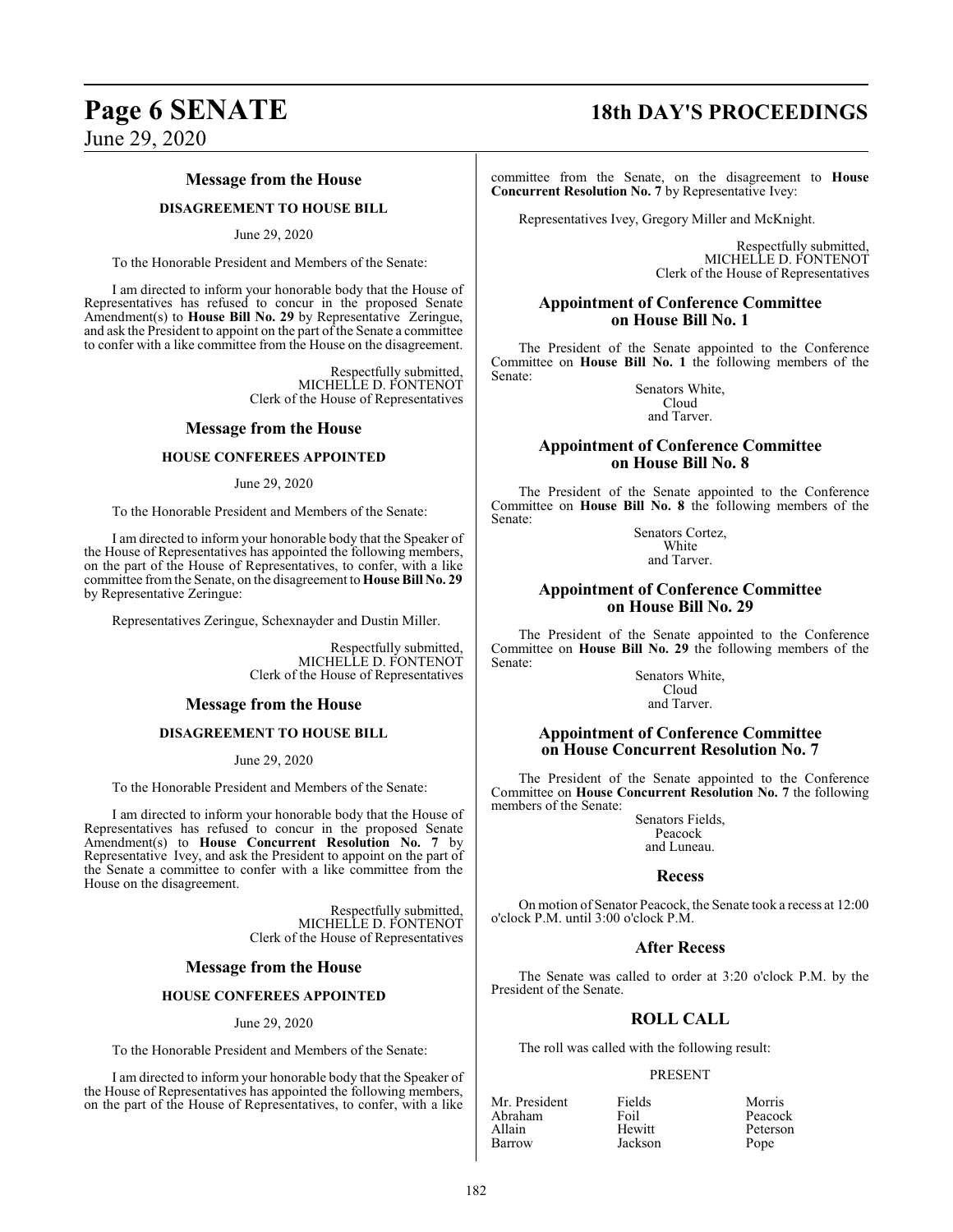## Message from the House

### DISAGREEMENT TO HOUSE BILL

June 29, 2020

To the Honorable President and Members of the Senate:

I am directed to inform your honorable body that the House of Representatives has refused to concur in the proposed Senate Amendment(s) to **House Bill No. 29** by Representative Zeringue, and ask the President to appoint on the part of the Senate a committee to confer with a like committee from the House on the disagreement.

Respectfully submitted,
MICHELLE D. FONTENOT
Clerk of the House of Representatives

## Message from the House

### HOUSE CONFEREES APPOINTED

June 29, 2020

To the Honorable President and Members of the Senate:

I am directed to inform your honorable body that the Speaker of the House of Representatives has appointed the following members, on the part of the House of Representatives, to confer, with a like committee from the Senate, on the disagreement to **House Bill No. 29** by Representative Zeringue:

Representatives Zeringue, Schexnayder and Dustin Miller.

Respectfully submitted,
MICHELLE D. FONTENOT
Clerk of the House of Representatives

## Message from the House

### DISAGREEMENT TO HOUSE BILL

June 29, 2020

To the Honorable President and Members of the Senate:

I am directed to inform your honorable body that the House of Representatives has refused to concur in the proposed Senate Amendment(s) to **House Concurrent Resolution No. 7** by Representative Ivey, and ask the President to appoint on the part of the Senate a committee to confer with a like committee from the House on the disagreement.

Respectfully submitted,
MICHELLE D. FONTENOT
Clerk of the House of Representatives

## Message from the House

### HOUSE CONFEREES APPOINTED

June 29, 2020

To the Honorable President and Members of the Senate:

I am directed to inform your honorable body that the Speaker of the House of Representatives has appointed the following members, on the part of the House of Representatives, to confer, with a like committee from the Senate, on the disagreement to **House Concurrent Resolution No. 7** by Representative Ivey:

Representatives Ivey, Gregory Miller and McKnight.

Respectfully submitted,
MICHELLE D. FONTENOT
Clerk of the House of Representatives

## Appointment of Conference Committee on House Bill No. 1

The President of the Senate appointed to the Conference Committee on **House Bill No. 1** the following members of the Senate:

Senators White,
Cloud
and Tarver.

## Appointment of Conference Committee on House Bill No. 8

The President of the Senate appointed to the Conference Committee on **House Bill No. 8** the following members of the Senate:

Senators Cortez,
White
and Tarver.

## Appointment of Conference Committee on House Bill No. 29

The President of the Senate appointed to the Conference Committee on **House Bill No. 29** the following members of the Senate:

Senators White,
Cloud
and Tarver.

## Appointment of Conference Committee on House Concurrent Resolution No. 7

The President of the Senate appointed to the Conference Committee on **House Concurrent Resolution No. 7** the following members of the Senate:

Senators Fields,
Peacock
and Luneau.

## Recess

On motion of Senator Peacock, the Senate took a recess at 12:00 o'clock P.M. until 3:00 o'clock P.M.

## After Recess

The Senate was called to order at 3:20 o'clock P.M. by the President of the Senate.

## ROLL CALL

The roll was called with the following result:

PRESENT

| | | |
|---|---|---|
| Mr. President | Fields | Morris |
| Abraham | Foil | Peacock |
| Allain | Hewitt | Peterson |
| Barrow | Jackson | Pope |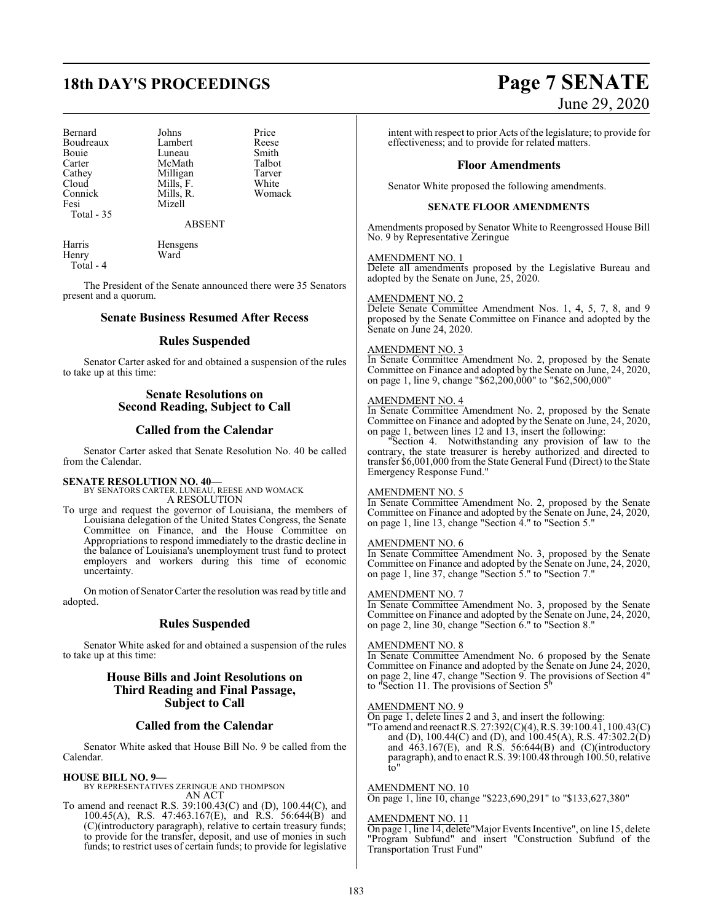| | | |
|---|---|---|
| Bernard | Johns | Price |
| Boudreaux | Lambert | Reese |
| Bouie | Luneau | Smith |
| Carter | McMath | Talbot |
| Cathey | Milligan | Tarver |
| Cloud | Mills, F. | White |
| Connick | Mills, R. | Womack |
| Fesi | Mizell | |
| Total - 35 | | |

ABSENT

| | |
|---|---|
| Harris | Hensgens |
| Henry | Ward |
| Total - 4 | |

The President of the Senate announced there were 35 Senators present and a quorum.

## Senate Business Resumed After Recess

## Rules Suspended

Senator Carter asked for and obtained a suspension of the rules to take up at this time:

## Senate Resolutions on Second Reading, Subject to Call

## Called from the Calendar

Senator Carter asked that Senate Resolution No. 40 be called from the Calendar.

**SENATE RESOLUTION NO. 40—**
BY SENATORS CARTER, LUNEAU, REESE AND WOMACK
A RESOLUTION

To urge and request the governor of Louisiana, the members of Louisiana delegation of the United States Congress, the Senate Committee on Finance, and the House Committee on Appropriations to respond immediately to the drastic decline in the balance of Louisiana's unemployment trust fund to protect employers and workers during this time of economic uncertainty.

On motion of Senator Carter the resolution was read by title and adopted.

## Rules Suspended

Senator White asked for and obtained a suspension of the rules to take up at this time:

## House Bills and Joint Resolutions on Third Reading and Final Passage, Subject to Call

## Called from the Calendar

Senator White asked that House Bill No. 9 be called from the Calendar.

**HOUSE BILL NO. 9—**
BY REPRESENTATIVES ZERINGUE AND THOMPSON
AN ACT

To amend and reenact R.S. 39:100.43(C) and (D), 100.44(C), and 100.45(A), R.S. 47:463.167(E), and R.S. 56:644(B) and (C)(introductory paragraph), relative to certain treasury funds; to provide for the transfer, deposit, and use of monies in such funds; to restrict uses of certain funds; to provide for legislative intent with respect to prior Acts of the legislature; to provide for effectiveness; and to provide for related matters.

## Floor Amendments

Senator White proposed the following amendments.

### SENATE FLOOR AMENDMENTS

Amendments proposed by Senator White to Reengrossed House Bill No. 9 by Representative Zeringue

AMENDMENT NO. 1
Delete all amendments proposed by the Legislative Bureau and adopted by the Senate on June, 25, 2020.

AMENDMENT NO. 2
Delete Senate Committee Amendment Nos. 1, 4, 5, 7, 8, and 9 proposed by the Senate Committee on Finance and adopted by the Senate on June 24, 2020.

AMENDMENT NO. 3
In Senate Committee Amendment No. 2, proposed by the Senate Committee on Finance and adopted by the Senate on June, 24, 2020, on page 1, line 9, change "$62,200,000" to "$62,500,000"

AMENDMENT NO. 4
In Senate Committee Amendment No. 2, proposed by the Senate Committee on Finance and adopted by the Senate on June, 24, 2020, on page 1, between lines 12 and 13, insert the following:

"Section 4. Notwithstanding any provision of law to the contrary, the state treasurer is hereby authorized and directed to transfer $6,001,000 from the State General Fund (Direct) to the State Emergency Response Fund."

AMENDMENT NO. 5
In Senate Committee Amendment No. 2, proposed by the Senate Committee on Finance and adopted by the Senate on June, 24, 2020, on page 1, line 13, change "Section 4." to "Section 5."

AMENDMENT NO. 6
In Senate Committee Amendment No. 3, proposed by the Senate Committee on Finance and adopted by the Senate on June, 24, 2020, on page 1, line 37, change "Section 5." to "Section 7."

AMENDMENT NO. 7
In Senate Committee Amendment No. 3, proposed by the Senate Committee on Finance and adopted by the Senate on June, 24, 2020, on page 2, line 30, change "Section 6." to "Section 8."

AMENDMENT NO. 8
In Senate Committee Amendment No. 6 proposed by the Senate Committee on Finance and adopted by the Senate on June 24, 2020, on page 2, line 47, change "Section 9. The provisions of Section 4" to "Section 11. The provisions of Section 5"

AMENDMENT NO. 9
On page 1, delete lines 2 and 3, and insert the following:
"To amend and reenact R.S. 27:392(C)(4), R.S. 39:100.41, 100.43(C) and (D), 100.44(C) and (D), and 100.45(A), R.S. 47:302.2(D) and 463.167(E), and R.S. 56:644(B) and (C)(introductory paragraph), and to enact R.S. 39:100.48 through 100.50, relative to"

AMENDMENT NO. 10
On page 1, line 10, change "$223,690,291" to "$133,627,380"

AMENDMENT NO. 11
On page 1, line 14, delete"Major Events Incentive", on line 15, delete "Program Subfund" and insert "Construction Subfund of the Transportation Trust Fund"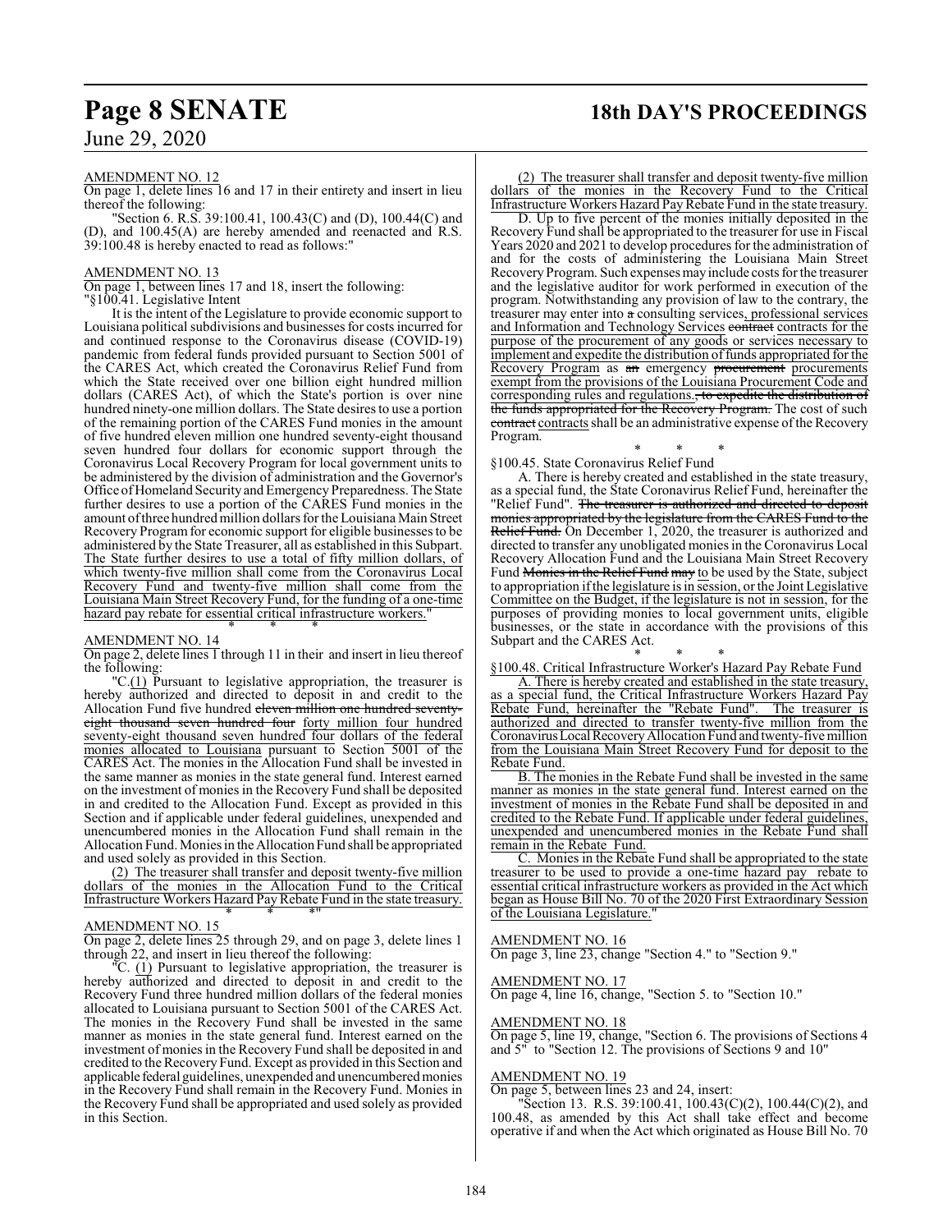AMENDMENT NO. 12

On page 1, delete lines 16 and 17 in their entirety and insert in lieu thereof the following:

"Section 6. R.S. 39:100.41, 100.43(C) and (D), 100.44(C) and (D), and 100.45(A) are hereby amended and reenacted and R.S. 39:100.48 is hereby enacted to read as follows:"

AMENDMENT NO. 13

On page 1, between lines 17 and 18, insert the following:

"§100.41. Legislative Intent

It is the intent of the Legislature to provide economic support to Louisiana political subdivisions and businesses for costs incurred for and continued response to the Coronavirus disease (COVID-19) pandemic from federal funds provided pursuant to Section 5001 of the CARES Act, which created the Coronavirus Relief Fund from which the State received over one billion eight hundred million dollars (CARES Act), of which the State's portion is over nine hundred ninety-one million dollars. The State desires to use a portion of the remaining portion of the CARES Fund monies in the amount of five hundred eleven million one hundred seventy-eight thousand seven hundred four dollars for economic support through the Coronavirus Local Recovery Program for local government units to be administered by the division of administration and the Governor's Office of Homeland Security and Emergency Preparedness. The State further desires to use a portion of the CARES Fund monies in the amount of three hundred million dollars for the Louisiana Main Street Recovery Program for economic support for eligible businesses to be administered by the State Treasurer, all as established in this Subpart. The State further desires to use a total of fifty million dollars, of which twenty-five million shall come from the Coronavirus Local Recovery Fund and twenty-five million shall come from the Louisiana Main Street Recovery Fund, for the funding of a one-time hazard pay rebate for essential critical infrastructure workers."

\* \* \*

AMENDMENT NO. 14

On page 2, delete lines 1 through 11 in their and insert in lieu thereof the following:

"C.(1) Pursuant to legislative appropriation, the treasurer is hereby authorized and directed to deposit in and credit to the Allocation Fund five hundred ~~eleven million one hundred seventy-eight thousand seven hundred four~~ forty million four hundred seventy-eight thousand seven hundred four dollars of the federal monies allocated to Louisiana pursuant to Section 5001 of the CARES Act. The monies in the Allocation Fund shall be invested in the same manner as monies in the state general fund. Interest earned on the investment of monies in the Recovery Fund shall be deposited in and credited to the Allocation Fund. Except as provided in this Section and if applicable under federal guidelines, unexpended and unencumbered monies in the Allocation Fund shall remain in the Allocation Fund. Monies in the Allocation Fund shall be appropriated and used solely as provided in this Section.

(2) The treasurer shall transfer and deposit twenty-five million dollars of the monies in the Allocation Fund to the Critical Infrastructure Workers Hazard Pay Rebate Fund in the state treasury.

\* \* \*"

AMENDMENT NO. 15

On page 2, delete lines 25 through 29, and on page 3, delete lines 1 through 22, and insert in lieu thereof the following:

"C. (1) Pursuant to legislative appropriation, the treasurer is hereby authorized and directed to deposit in and credit to the Recovery Fund three hundred million dollars of the federal monies allocated to Louisiana pursuant to Section 5001 of the CARES Act. The monies in the Recovery Fund shall be invested in the same manner as monies in the state general fund. Interest earned on the investment of monies in the Recovery Fund shall be deposited in and credited to the Recovery Fund. Except as provided in this Section and applicable federal guidelines, unexpended and unencumbered monies in the Recovery Fund shall remain in the Recovery Fund. Monies in the Recovery Fund shall be appropriated and used solely as provided in this Section.

(2) The treasurer shall transfer and deposit twenty-five million dollars of the monies in the Recovery Fund to the Critical Infrastructure Workers Hazard Pay Rebate Fund in the state treasury.

D. Up to five percent of the monies initially deposited in the Recovery Fund shall be appropriated to the treasurer for use in Fiscal Years 2020 and 2021 to develop procedures for the administration of and for the costs of administering the Louisiana Main Street Recovery Program. Such expenses may include costs for the treasurer and the legislative auditor for work performed in execution of the program. Notwithstanding any provision of law to the contrary, the treasurer may enter into ~~a~~ consulting services, professional services and Information and Technology Services ~~contract~~ contracts for the purpose of the procurement of any goods or services necessary to implement and expedite the distribution of funds appropriated for the Recovery Program as ~~an~~ emergency ~~procurement~~ procurements exempt from the provisions of the Louisiana Procurement Code and corresponding rules and regulations.~~, to expedite the distribution of the funds appropriated for the Recovery Program.~~ The cost of such ~~contract~~ contracts shall be an administrative expense of the Recovery Program.

\* \* \*

§100.45. State Coronavirus Relief Fund

A. There is hereby created and established in the state treasury, as a special fund, the State Coronavirus Relief Fund, hereinafter the "Relief Fund". ~~The treasurer is authorized and directed to deposit monies appropriated by the legislature from the CARES Fund to the Relief Fund.~~ On December 1, 2020, the treasurer is authorized and directed to transfer any unobligated monies in the Coronavirus Local Recovery Allocation Fund and the Louisiana Main Street Recovery Fund ~~Monies in the Relief Fund may~~ to be used by the State, subject to appropriation if the legislature is in session, or the Joint Legislative Committee on the Budget, if the legislature is not in session, for the purposes of providing monies to local government units, eligible businesses, or the state in accordance with the provisions of this Subpart and the CARES Act.

\* \* \*

§100.48. Critical Infrastructure Worker's Hazard Pay Rebate Fund

A. There is hereby created and established in the state treasury, as a special fund, the Critical Infrastructure Workers Hazard Pay Rebate Fund, hereinafter the "Rebate Fund". The treasurer is authorized and directed to transfer twenty-five million from the Coronavirus Local Recovery Allocation Fund and twenty-five million from the Louisiana Main Street Recovery Fund for deposit to the Rebate Fund.

B. The monies in the Rebate Fund shall be invested in the same manner as monies in the state general fund. Interest earned on the investment of monies in the Rebate Fund shall be deposited in and credited to the Rebate Fund. If applicable under federal guidelines, unexpended and unencumbered monies in the Rebate Fund shall remain in the Rebate Fund.

C. Monies in the Rebate Fund shall be appropriated to the state treasurer to be used to provide a one-time hazard pay rebate to essential critical infrastructure workers as provided in the Act which began as House Bill No. 70 of the 2020 First Extraordinary Session of the Louisiana Legislature."

AMENDMENT NO. 16

On page 3, line 23, change "Section 4." to "Section 9."

AMENDMENT NO. 17

On page 4, line 16, change, "Section 5. to "Section 10."

AMENDMENT NO. 18

On page 5, line 19, change, "Section 6. The provisions of Sections 4 and 5" to "Section 12. The provisions of Sections 9 and 10"

AMENDMENT NO. 19

On page 5, between lines 23 and 24, insert:

"Section 13. R.S. 39:100.41, 100.43(C)(2), 100.44(C)(2), and 100.48, as amended by this Act shall take effect and become operative if and when the Act which originated as House Bill No. 70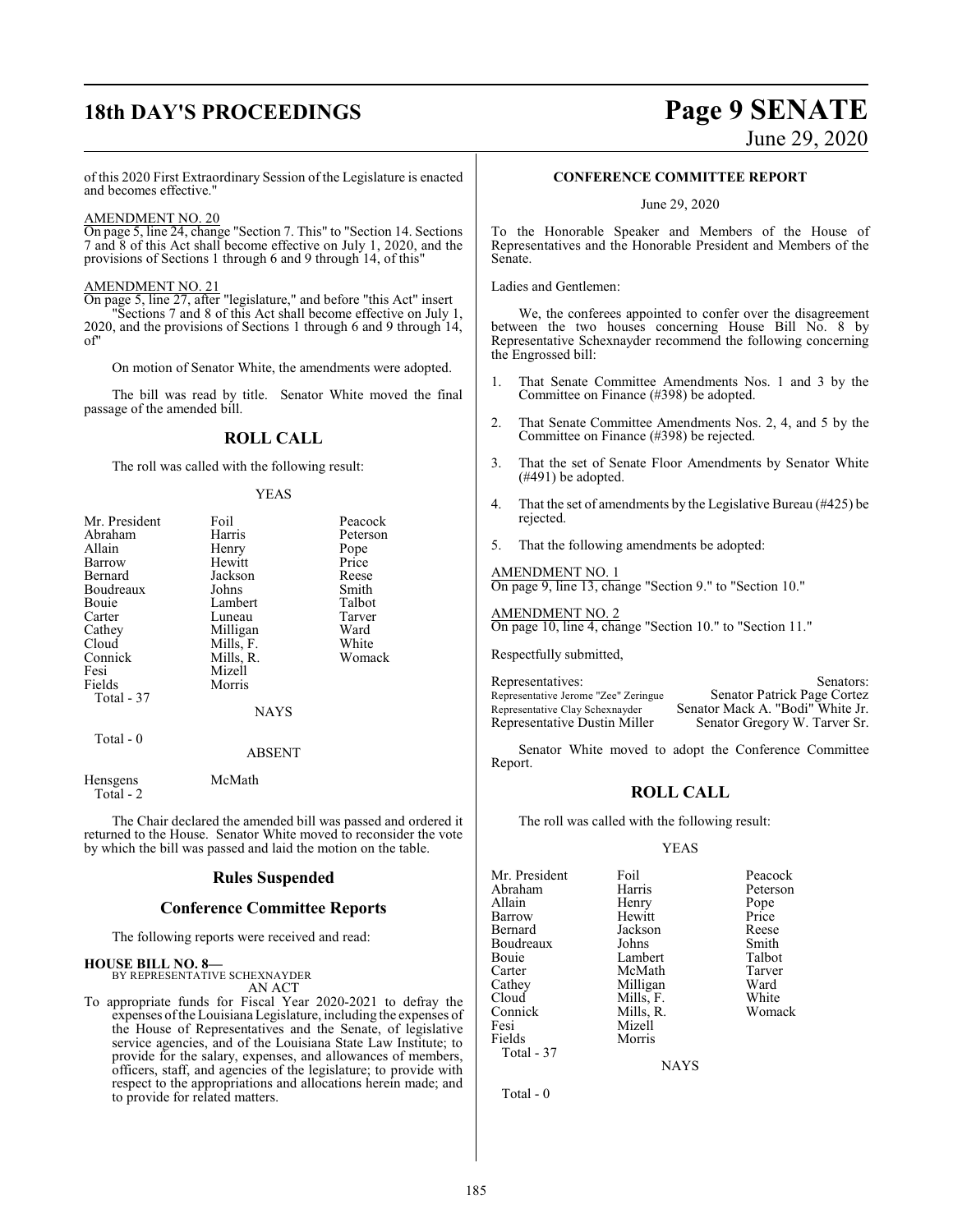of this 2020 First Extraordinary Session of the Legislature is enacted and becomes effective."

AMENDMENT NO. 20
On page 5, line 24, change "Section 7. This" to "Section 14. Sections 7 and 8 of this Act shall become effective on July 1, 2020, and the provisions of Sections 1 through 6 and 9 through 14, of this"

AMENDMENT NO. 21
On page 5, line 27, after "legislature," and before "this Act" insert "Sections 7 and 8 of this Act shall become effective on July 1, 2020, and the provisions of Sections 1 through 6 and 9 through 14, of"

On motion of Senator White, the amendments were adopted.

The bill was read by title. Senator White moved the final passage of the amended bill.

## ROLL CALL

The roll was called with the following result:

YEAS

| | | |
|---|---|---|
| Mr. President | Foil | Peacock |
| Abraham | Harris | Peterson |
| Allain | Henry | Pope |
| Barrow | Hewitt | Price |
| Bernard | Jackson | Reese |
| Boudreaux | Johns | Smith |
| Bouie | Lambert | Talbot |
| Carter | Luneau | Tarver |
| Cathey | Milligan | Ward |
| Cloud | Mills, F. | White |
| Connick | Mills, R. | Womack |
| Fesi | Mizell | |
| Fields | Morris | |
| Total - 37 | | |

NAYS

Total - 0

ABSENT

Hensgens McMath
Total - 2

The Chair declared the amended bill was passed and ordered it returned to the House. Senator White moved to reconsider the vote by which the bill was passed and laid the motion on the table.

## Rules Suspended

## Conference Committee Reports

The following reports were received and read:

**HOUSE BILL NO. 8—**
BY REPRESENTATIVE SCHEXNAYDER
AN ACT

To appropriate funds for Fiscal Year 2020-2021 to defray the expenses of the Louisiana Legislature, including the expenses of the House of Representatives and the Senate, of legislative service agencies, and of the Louisiana State Law Institute; to provide for the salary, expenses, and allowances of members, officers, staff, and agencies of the legislature; to provide with respect to the appropriations and allocations herein made; and to provide for related matters.

**CONFERENCE COMMITTEE REPORT**

June 29, 2020

To the Honorable Speaker and Members of the House of Representatives and the Honorable President and Members of the Senate.

Ladies and Gentlemen:

We, the conferees appointed to confer over the disagreement between the two houses concerning House Bill No. 8 by Representative Schexnayder recommend the following concerning the Engrossed bill:

1. That Senate Committee Amendments Nos. 1 and 3 by the Committee on Finance (#398) be adopted.

2. That Senate Committee Amendments Nos. 2, 4, and 5 by the Committee on Finance (#398) be rejected.

3. That the set of Senate Floor Amendments by Senator White (#491) be adopted.

4. That the set of amendments by the Legislative Bureau (#425) be rejected.

5. That the following amendments be adopted:

AMENDMENT NO. 1
On page 9, line 13, change "Section 9." to "Section 10."

AMENDMENT NO. 2
On page 10, line 4, change "Section 10." to "Section 11."

Respectfully submitted,

| Representatives: | Senators: |
|---|---|
| Representative Jerome "Zee" Zeringue | Senator Patrick Page Cortez |
| Representative Clay Schexnayder | Senator Mack A. "Bodi" White Jr. |
| Representative Dustin Miller | Senator Gregory W. Tarver Sr. |

Senator White moved to adopt the Conference Committee Report.

## ROLL CALL

The roll was called with the following result:

YEAS

| | | |
|---|---|---|
| Mr. President | Foil | Peacock |
| Abraham | Harris | Peterson |
| Allain | Henry | Pope |
| Barrow | Hewitt | Price |
| Bernard | Jackson | Reese |
| Boudreaux | Johns | Smith |
| Bouie | Lambert | Talbot |
| Carter | McMath | Tarver |
| Cathey | Milligan | Ward |
| Cloud | Mills, F. | White |
| Connick | Mills, R. | Womack |
| Fesi | Mizell | |
| Fields | Morris | |
| Total - 37 | | |

NAYS

Total - 0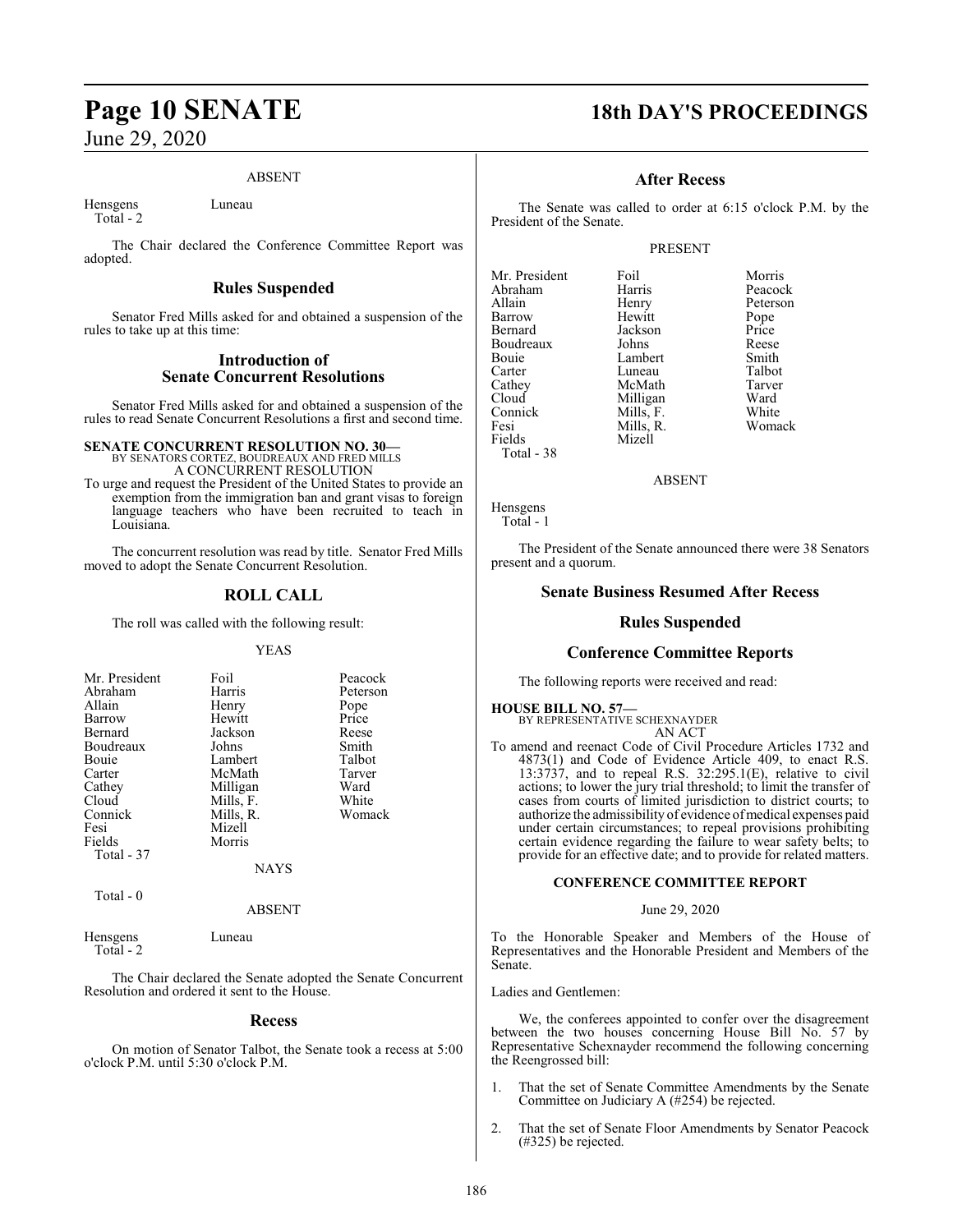ABSENT

| | |
|---|---|
| Hensgens | Luneau |
| Total - 2 | |

The Chair declared the Conference Committee Report was adopted.

## Rules Suspended

Senator Fred Mills asked for and obtained a suspension of the rules to take up at this time:

## Introduction of Senate Concurrent Resolutions

Senator Fred Mills asked for and obtained a suspension of the rules to read Senate Concurrent Resolutions a first and second time.

**SENATE CONCURRENT RESOLUTION NO. 30—**
BY SENATORS CORTEZ, BOUDREAUX AND FRED MILLS
A CONCURRENT RESOLUTION

To urge and request the President of the United States to provide an exemption from the immigration ban and grant visas to foreign language teachers who have been recruited to teach in Louisiana.

The concurrent resolution was read by title. Senator Fred Mills moved to adopt the Senate Concurrent Resolution.

## ROLL CALL

The roll was called with the following result:

YEAS

| | | |
|---|---|---|
| Mr. President | Foil | Peacock |
| Abraham | Harris | Peterson |
| Allain | Henry | Pope |
| Barrow | Hewitt | Price |
| Bernard | Jackson | Reese |
| Boudreaux | Johns | Smith |
| Bouie | Lambert | Talbot |
| Carter | McMath | Tarver |
| Cathey | Milligan | Ward |
| Cloud | Mills, F. | White |
| Connick | Mills, R. | Womack |
| Fesi | Mizell | |
| Fields | Morris | |
| Total - 37 | | |

NAYS

Total - 0

ABSENT

| | |
|---|---|
| Hensgens | Luneau |
| Total - 2 | |

The Chair declared the Senate adopted the Senate Concurrent Resolution and ordered it sent to the House.

## Recess

On motion of Senator Talbot, the Senate took a recess at 5:00 o'clock P.M. until 5:30 o'clock P.M.

## After Recess

The Senate was called to order at 6:15 o'clock P.M. by the President of the Senate.

PRESENT

| | | |
|---|---|---|
| Mr. President | Foil | Morris |
| Abraham | Harris | Peacock |
| Allain | Henry | Peterson |
| Barrow | Hewitt | Pope |
| Bernard | Jackson | Price |
| Boudreaux | Johns | Reese |
| Bouie | Lambert | Smith |
| Carter | Luneau | Talbot |
| Cathey | McMath | Tarver |
| Cloud | Milligan | Ward |
| Connick | Mills, F. | White |
| Fesi | Mills, R. | Womack |
| Fields | Mizell | |
| Total - 38 | | |

ABSENT

Hensgens
Total - 1

The President of the Senate announced there were 38 Senators present and a quorum.

## Senate Business Resumed After Recess

## Rules Suspended

## Conference Committee Reports

The following reports were received and read:

**HOUSE BILL NO. 57—**
BY REPRESENTATIVE SCHEXNAYDER
AN ACT

To amend and reenact Code of Civil Procedure Articles 1732 and 4873(1) and Code of Evidence Article 409, to enact R.S. 13:3737, and to repeal R.S. 32:295.1(E), relative to civil actions; to lower the jury trial threshold; to limit the transfer of cases from courts of limited jurisdiction to district courts; to authorize the admissibility of evidence of medical expenses paid under certain circumstances; to repeal provisions prohibiting certain evidence regarding the failure to wear safety belts; to provide for an effective date; and to provide for related matters.

**CONFERENCE COMMITTEE REPORT**

June 29, 2020

To the Honorable Speaker and Members of the House of Representatives and the Honorable President and Members of the Senate.

Ladies and Gentlemen:

We, the conferees appointed to confer over the disagreement between the two houses concerning House Bill No. 57 by Representative Schexnayder recommend the following concerning the Reengrossed bill:

1. That the set of Senate Committee Amendments by the Senate Committee on Judiciary A (#254) be rejected.
2. That the set of Senate Floor Amendments by Senator Peacock (#325) be rejected.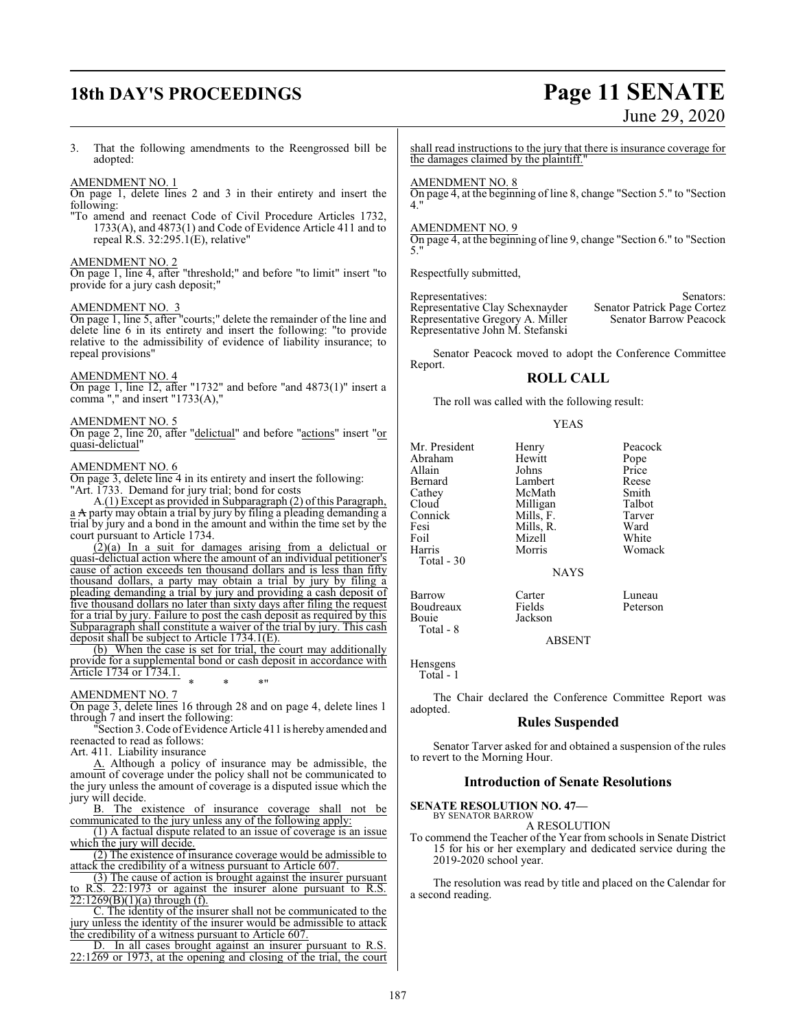3. That the following amendments to the Reengrossed bill be adopted:

AMENDMENT NO. 1

On page 1, delete lines 2 and 3 in their entirety and insert the following:

"To amend and reenact Code of Civil Procedure Articles 1732, 1733(A), and 4873(1) and Code of Evidence Article 411 and to repeal R.S. 32:295.1(E), relative"

AMENDMENT NO. 2

On page 1, line 4, after "threshold;" and before "to limit" insert "to provide for a jury cash deposit;"

AMENDMENT NO. 3

On page 1, line 5, after "courts;" delete the remainder of the line and delete line 6 in its entirety and insert the following: "to provide relative to the admissibility of evidence of liability insurance; to repeal provisions"

AMENDMENT NO. 4

On page 1, line 12, after "1732" and before "and 4873(1)" insert a comma "," and insert "1733(A),"

AMENDMENT NO. 5

On page 2, line 20, after "delictual" and before "actions" insert "or quasi-delictual"

AMENDMENT NO. 6

On page 3, delete line 4 in its entirety and insert the following:

"Art. 1733. Demand for jury trial; bond for costs

A.(1) Except as provided in Subparagraph (2) of this Paragraph, a A party may obtain a trial by jury by filing a pleading demanding a trial by jury and a bond in the amount and within the time set by the court pursuant to Article 1734.

(2)(a) In a suit for damages arising from a delictual or quasi-delictual action where the amount of an individual petitioner's cause of action exceeds ten thousand dollars and is less than fifty thousand dollars, a party may obtain a trial by jury by filing a pleading demanding a trial by jury and providing a cash deposit of five thousand dollars no later than sixty days after filing the request for a trial by jury. Failure to post the cash deposit as required by this Subparagraph shall constitute a waiver of the trial by jury. This cash deposit shall be subject to Article 1734.1(E).

(b) When the case is set for trial, the court may additionally provide for a supplemental bond or cash deposit in accordance with Article 1734 or 1734.1.

\* \* \*"

AMENDMENT NO. 7

On page 3, delete lines 16 through 28 and on page 4, delete lines 1 through 7 and insert the following:

"Section 3. Code of Evidence Article 411 is hereby amended and reenacted to read as follows:

Art. 411. Liability insurance

A. Although a policy of insurance may be admissible, the amount of coverage under the policy shall not be communicated to the jury unless the amount of coverage is a disputed issue which the jury will decide.

B. The existence of insurance coverage shall not be communicated to the jury unless any of the following apply:

(1) A factual dispute related to an issue of coverage is an issue which the jury will decide.

(2) The existence of insurance coverage would be admissible to attack the credibility of a witness pursuant to Article 607.

(3) The cause of action is brought against the insurer pursuant to R.S. 22:1973 or against the insurer alone pursuant to R.S. 22:1269(B)(1)(a) through (f).

C. The identity of the insurer shall not be communicated to the jury unless the identity of the insurer would be admissible to attack the credibility of a witness pursuant to Article 607.

D. In all cases brought against an insurer pursuant to R.S. 22:1269 or 1973, at the opening and closing of the trial, the court shall read instructions to the jury that there is insurance coverage for the damages claimed by the plaintiff."

AMENDMENT NO. 8

On page 4, at the beginning of line 8, change "Section 5." to "Section 4."

AMENDMENT NO. 9

On page 4, at the beginning of line 9, change "Section 6." to "Section 5."

Respectfully submitted,

| Representatives: | Senators: |
|---|---|
| Representative Clay Schexnayder | Senator Patrick Page Cortez |
| Representative Gregory A. Miller | Senator Barrow Peacock |
| Representative John M. Stefanski | |

Senator Peacock moved to adopt the Conference Committee Report.

## ROLL CALL

The roll was called with the following result:

YEAS

| | | |
|---|---|---|
| Mr. President | Henry | Peacock |
| Abraham | Hewitt | Pope |
| Allain | Johns | Price |
| Bernard | Lambert | Reese |
| Cathey | McMath | Smith |
| Cloud | Milligan | Talbot |
| Connick | Mills, F. | Tarver |
| Fesi | Mills, R. | Ward |
| Foil | Mizell | White |
| Harris | Morris | Womack |

Total - 30

NAYS

| | | |
|---|---|---|
| Barrow | Carter | Luneau |
| Boudreaux | Fields | Peterson |
| Bouie | Jackson | |

Total - 8

ABSENT

Hensgens

Total - 1

The Chair declared the Conference Committee Report was adopted.

## Rules Suspended

Senator Tarver asked for and obtained a suspension of the rules to revert to the Morning Hour.

## Introduction of Senate Resolutions

**SENATE RESOLUTION NO. 47—**
BY SENATOR BARROW

A RESOLUTION

To commend the Teacher of the Year from schools in Senate District 15 for his or her exemplary and dedicated service during the 2019-2020 school year.

The resolution was read by title and placed on the Calendar for a second reading.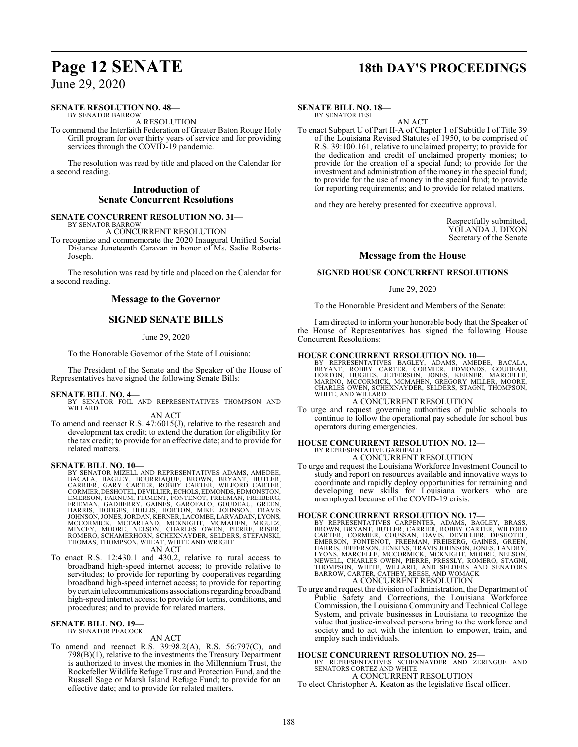**SENATE RESOLUTION NO. 48—**
BY SENATOR BARROW

A RESOLUTION

To commend the Interfaith Federation of Greater Baton Rouge Holy Grill program for over thirty years of service and for providing services through the COVID-19 pandemic.

The resolution was read by title and placed on the Calendar for a second reading.

## Introduction of Senate Concurrent Resolutions

**SENATE CONCURRENT RESOLUTION NO. 31—**
BY SENATOR BARROW

A CONCURRENT RESOLUTION

To recognize and commemorate the 2020 Inaugural Unified Social Distance Juneteenth Caravan in honor of Ms. Sadie Roberts-Joseph.

The resolution was read by title and placed on the Calendar for a second reading.

## Message to the Governor

### SIGNED SENATE BILLS

June 29, 2020

To the Honorable Governor of the State of Louisiana:

The President of the Senate and the Speaker of the House of Representatives have signed the following Senate Bills:

**SENATE BILL NO. 4—**
BY SENATOR FOIL AND REPRESENTATIVES THOMPSON AND WILLARD

AN ACT

To amend and reenact R.S. 47:6015(J), relative to the research and development tax credit; to extend the duration for eligibility for the tax credit; to provide for an effective date; and to provide for related matters.

**SENATE BILL NO. 10—**
BY SENATOR MIZELL AND REPRESENTATIVES ADAMS, AMEDEE, BACALA, BAGLEY, BOURRIAQUE, BROWN, BRYANT, BUTLER, CARRIER, GARY CARTER, ROBBY CARTER, WILFORD CARTER, CORMIER, DESHOTEL, DEVILLIER, ECHOLS, EDMONDS, EDMONSTON, EMERSON, FARNUM, FIRMENT, FONTENOT, FREEMAN, FREIBERG, FRIEMAN, GADBERRY, GAINES, GAROFALO, GOUDEAU, GREEN, HARRIS, HODGES, HOLLIS, HORTON, MIKE JOHNSON, TRAVIS JOHNSON, JONES, JORDAN, KERNER, LACOMBE, LARVADAIN, LYONS, MCCORMICK, MCFARLAND, MCKNIGHT, MCMAHEN, MIGUEZ, MINCEY, MOORE, NELSON, CHARLES OWEN, PIERRE, RISER, ROMERO, SCHAMERHORN, SCHEXNAYDER, SELDERS, STEFANSKI, THOMAS, THOMPSON, WHEAT, WHITE AND WRIGHT

AN ACT

To enact R.S. 12:430.1 and 430.2, relative to rural access to broadband high-speed internet access; to provide relative to servitudes; to provide for reporting by cooperatives regarding broadband high-speed internet access; to provide for reporting by certain telecommunications associations regarding broadband high-speed internet access; to provide for terms, conditions, and procedures; and to provide for related matters.

**SENATE BILL NO. 19—**
BY SENATOR PEACOCK

AN ACT

To amend and reenact R.S. 39:98.2(A), R.S. 56:797(C), and 798(B)(1), relative to the investments the Treasury Department is authorized to invest the monies in the Millennium Trust, the Rockefeller Wildlife Refuge Trust and Protection Fund, and the Russell Sage or Marsh Island Refuge Fund; to provide for an effective date; and to provide for related matters.

**SENATE BILL NO. 18—**
BY SENATOR FESI

AN ACT

To enact Subpart U of Part II-A of Chapter 1 of Subtitle I of Title 39 of the Louisiana Revised Statutes of 1950, to be comprised of R.S. 39:100.161, relative to unclaimed property; to provide for the dedication and credit of unclaimed property monies; to provide for the creation of a special fund; to provide for the investment and administration of the money in the special fund; to provide for the use of money in the special fund; to provide for reporting requirements; and to provide for related matters.

and they are hereby presented for executive approval.

Respectfully submitted,
YOLANDA J. DIXON
Secretary of the Senate

## Message from the House

### SIGNED HOUSE CONCURRENT RESOLUTIONS

June 29, 2020

To the Honorable President and Members of the Senate:

I am directed to inform your honorable body that the Speaker of the House of Representatives has signed the following House Concurrent Resolutions:

**HOUSE CONCURRENT RESOLUTION NO. 10—**
BY REPRESENTATIVES BAGLEY, ADAMS, AMEDEE, BACALA, BRYANT, ROBBY CARTER, CORMIER, EDMONDS, GOUDEAU, HORTON, HUGHES, JEFFERSON, JONES, KERNER, MARCELLE, MARINO, MCCORMICK, MCMAHEN, GREGORY MILLER, MOORE, CHARLES OWEN, SCHEXNAYDER, SELDERS, STAGNI, THOMPSON, WHITE, AND WILLARD

A CONCURRENT RESOLUTION

To urge and request governing authorities of public schools to continue to follow the operational pay schedule for school bus operators during emergencies.

**HOUSE CONCURRENT RESOLUTION NO. 12—**
BY REPRESENTATIVE GAROFALO

A CONCURRENT RESOLUTION

To urge and request the Louisiana Workforce Investment Council to study and report on resources available and innovative ways to coordinate and rapidly deploy opportunities for retraining and developing new skills for Louisiana workers who are unemployed because of the COVID-19 crisis.

**HOUSE CONCURRENT RESOLUTION NO. 17—**
BY REPRESENTATIVES CARPENTER, ADAMS, BAGLEY, BRASS, BROWN, BRYANT, BUTLER, CARRIER, ROBBY CARTER, WILFORD CARTER, CORMIER, COUSSAN, DAVIS, DEVILLIER, DESHOTEL, EMERSON, FONTENOT, FREEMAN, FREIBERG, GAINES, GREEN, HARRIS, JEFFERSON, JENKINS, TRAVIS JOHNSON, JONES, LANDRY, LYONS, MARCELLE, MCCORMICK, MCKNIGHT, MOORE, NELSON, NEWELL, CHARLES OWEN, PIERRE, PRESSLY, ROMERO, STAGNI, THOMPSON, WHITE, WILLARD, AND SELDERS AND SENATORS BARROW, CARTER, CATHEY, REESE, AND WOMACK

A CONCURRENT RESOLUTION

To urge and request the division of administration, the Department of Public Safety and Corrections, the Louisiana Workforce Commission, the Louisiana Community and Technical College System, and private businesses in Louisiana to recognize the value that justice-involved persons bring to the workforce and society and to act with the intention to empower, train, and employ such individuals.

**HOUSE CONCURRENT RESOLUTION NO. 25—**
BY REPRESENTATIVES SCHEXNAYDER AND ZERINGUE AND SENATORS CORTEZ AND WHITE

A CONCURRENT RESOLUTION

To elect Christopher A. Keaton as the legislative fiscal officer.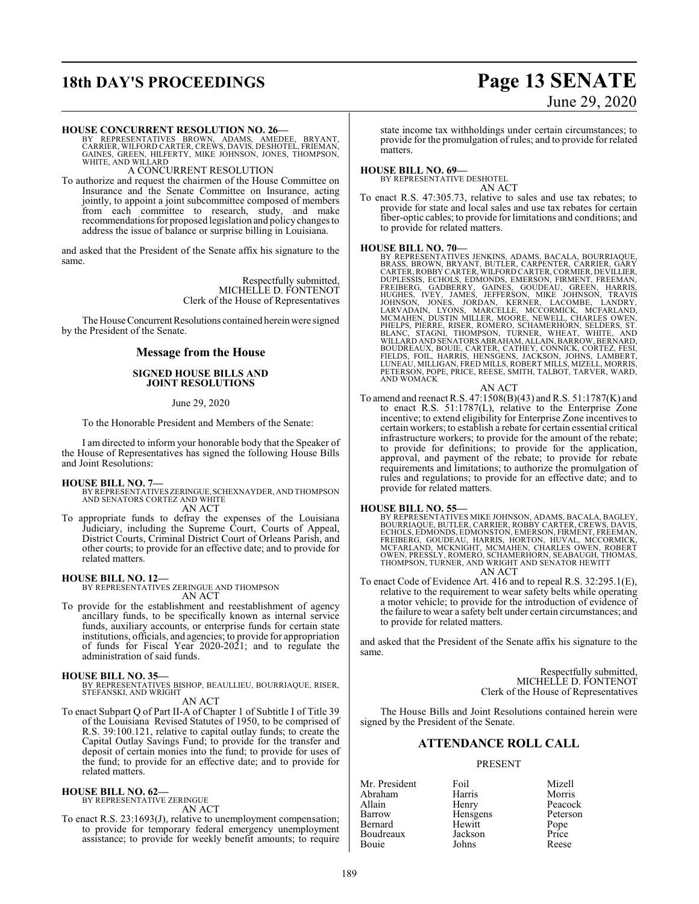**HOUSE CONCURRENT RESOLUTION NO. 26—**
BY REPRESENTATIVES BROWN, ADAMS, AMEDEE, BRYANT, CARRIER, WILFORD CARTER, CREWS, DAVIS, DESHOTEL, FRIEMAN, GAINES, GREEN, HILFERTY, MIKE JOHNSON, JONES, THOMPSON, WHITE, AND WILLARD

A CONCURRENT RESOLUTION

To authorize and request the chairmen of the House Committee on Insurance and the Senate Committee on Insurance, acting jointly, to appoint a joint subcommittee composed of members from each committee to research, study, and make recommendations for proposed legislation and policy changes to address the issue of balance or surprise billing in Louisiana.

and asked that the President of the Senate affix his signature to the same.

Respectfully submitted,
MICHELLE D. FONTENOT
Clerk of the House of Representatives

The House Concurrent Resolutions contained herein were signed by the President of the Senate.

## Message from the House

### SIGNED HOUSE BILLS AND JOINT RESOLUTIONS

June 29, 2020

To the Honorable President and Members of the Senate:

I am directed to inform your honorable body that the Speaker of the House of Representatives has signed the following House Bills and Joint Resolutions:

**HOUSE BILL NO. 7—**
BY REPRESENTATIVES ZERINGUE, SCHEXNAYDER, AND THOMPSON AND SENATORS CORTEZ AND WHITE

AN ACT

To appropriate funds to defray the expenses of the Louisiana Judiciary, including the Supreme Court, Courts of Appeal, District Courts, Criminal District Court of Orleans Parish, and other courts; to provide for an effective date; and to provide for related matters.

**HOUSE BILL NO. 12—**
BY REPRESENTATIVES ZERINGUE AND THOMPSON

AN ACT

To provide for the establishment and reestablishment of agency ancillary funds, to be specifically known as internal service funds, auxiliary accounts, or enterprise funds for certain state institutions, officials, and agencies; to provide for appropriation of funds for Fiscal Year 2020-2021; and to regulate the administration of said funds.

**HOUSE BILL NO. 35—**
BY REPRESENTATIVES BISHOP, BEAULLIEU, BOURRIAQUE, RISER, STEFANSKI, AND WRIGHT

AN ACT

To enact Subpart Q of Part II-A of Chapter 1 of Subtitle I of Title 39 of the Louisiana Revised Statutes of 1950, to be comprised of R.S. 39:100.121, relative to capital outlay funds; to create the Capital Outlay Savings Fund; to provide for the transfer and deposit of certain monies into the fund; to provide for uses of the fund; to provide for an effective date; and to provide for related matters.

**HOUSE BILL NO. 62—**
BY REPRESENTATIVE ZERINGUE

AN ACT

To enact R.S. 23:1693(J), relative to unemployment compensation; to provide for temporary federal emergency unemployment assistance; to provide for weekly benefit amounts; to require state income tax withholdings under certain circumstances; to provide for the promulgation of rules; and to provide for related matters.

**HOUSE BILL NO. 69—**
BY REPRESENTATIVE DESHOTEL

AN ACT

To enact R.S. 47:305.73, relative to sales and use tax rebates; to provide for state and local sales and use tax rebates for certain fiber-optic cables; to provide for limitations and conditions; and to provide for related matters.

**HOUSE BILL NO. 70—**
BY REPRESENTATIVES JENKINS, ADAMS, BACALA, BOURRIAQUE, BRASS, BROWN, BRYANT, BUTLER, CARPENTER, CARRIER, GARY CARTER, ROBBY CARTER, WILFORD CARTER, CORMIER, DEVILLIER, DUPLESSIS, ECHOLS, EDMONDS, EMERSON, FIRMENT, FREEMAN, FREIBERG, GADBERRY, GAINES, GOUDEAU, GREEN, HARRIS, HUGHES, IVEY, JAMES, JEFFERSON, MIKE JOHNSON, TRAVIS JOHNSON, JONES, JORDAN, KERNER, LACOMBE, LANDRY, LARVADAIN, LYONS, MARCELLE, MCCORMICK, MCFARLAND, MCMAHEN, DUSTIN MILLER, MOORE, NEWELL, CHARLES OWEN, PHELPS, PIERRE, RISER, ROMERO, SCHAMERHORN, SELDERS, ST. BLANC, STAGNI, THOMPSON, TURNER, WHEAT, WHITE, AND WILLARD AND SENATORS ABRAHAM, ALLAIN, BARROW, BERNARD, BOUDREAUX, BOUIE, CARTER, CATHEY, CONNICK, CORTEZ, FESI, FIELDS, FOIL, HARRIS, HENSGENS, JACKSON, JOHNS, LAMBERT, LUNEAU, MILLIGAN, FRED MILLS, ROBERT MILLS, MIZELL, MORRIS, PETERSON, POPE, PRICE, REESE, SMITH, TALBOT, TARVER, WARD, AND WOMACK

AN ACT

To amend and reenact R.S. 47:1508(B)(43) and R.S. 51:1787(K) and to enact R.S. 51:1787(L), relative to the Enterprise Zone incentive; to extend eligibility for Enterprise Zone incentives to certain workers; to establish a rebate for certain essential critical infrastructure workers; to provide for the amount of the rebate; to provide for definitions; to provide for the application, approval, and payment of the rebate; to provide for rebate requirements and limitations; to authorize the promulgation of rules and regulations; to provide for an effective date; and to provide for related matters.

**HOUSE BILL NO. 55—**
BY REPRESENTATIVES MIKE JOHNSON, ADAMS, BACALA, BAGLEY, BOURRIAQUE, BUTLER, CARRIER, ROBBY CARTER, CREWS, DAVIS, ECHOLS, EDMONDS, EDMONSTON, EMERSON, FIRMENT, FREEMAN, FREIBERG, GOUDEAU, HARRIS, HORTON, HUVAL, MCCORMICK, MCFARLAND, MCKNIGHT, MCMAHEN, CHARLES OWEN, ROBERT OWEN, PRESSLY, ROMERO, SCHAMERHORN, SEABAUGH, THOMAS, THOMPSON, TURNER, AND WRIGHT AND SENATOR HEWITT

AN ACT

To enact Code of Evidence Art. 416 and to repeal R.S. 32:295.1(E), relative to the requirement to wear safety belts while operating a motor vehicle; to provide for the introduction of evidence of the failure to wear a safety belt under certain circumstances; and to provide for related matters.

and asked that the President of the Senate affix his signature to the same.

Respectfully submitted,
MICHELLE D. FONTENOT
Clerk of the House of Representatives

The House Bills and Joint Resolutions contained herein were signed by the President of the Senate.

## ATTENDANCE ROLL CALL

PRESENT

| | | |
|---|---|---|
| Mr. President | Foil | Mizell |
| Abraham | Harris | Morris |
| Allain | Henry | Peacock |
| Barrow | Hensgens | Peterson |
| Bernard | Hewitt | Pope |
| Boudreaux | Jackson | Price |
| Bouie | Johns | Reese |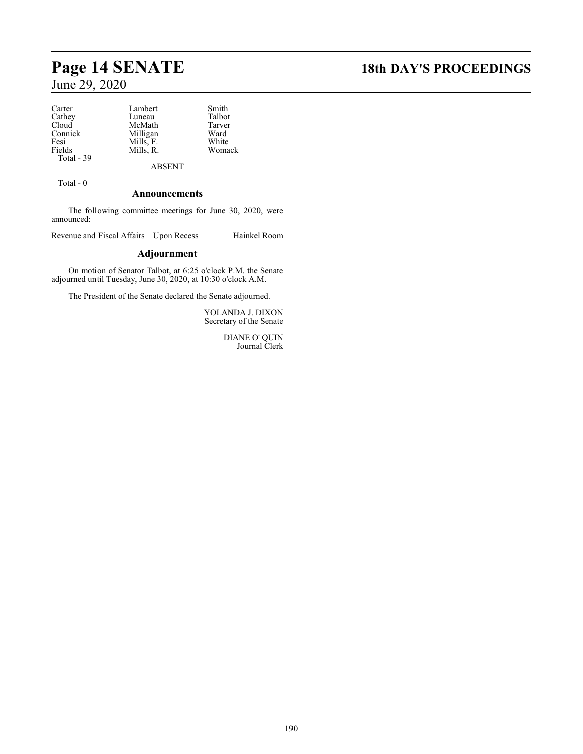| | | |
|---|---|---|
| Carter | Lambert | Smith |
| Cathey | Luneau | Talbot |
| Cloud | McMath | Tarver |
| Connick | Milligan | Ward |
| Fesi | Mills, F. | White |
| Fields | Mills, R. | Womack |

Total - 39

ABSENT

Total - 0

## Announcements

The following committee meetings for June 30, 2020, were announced:

Revenue and Fiscal Affairs Upon Recess Hainkel Room

## Adjournment

On motion of Senator Talbot, at 6:25 o'clock P.M. the Senate adjourned until Tuesday, June 30, 2020, at 10:30 o'clock A.M.

The President of the Senate declared the Senate adjourned.

YOLANDA J. DIXON
Secretary of the Senate

DIANE O' QUIN
Journal Clerk